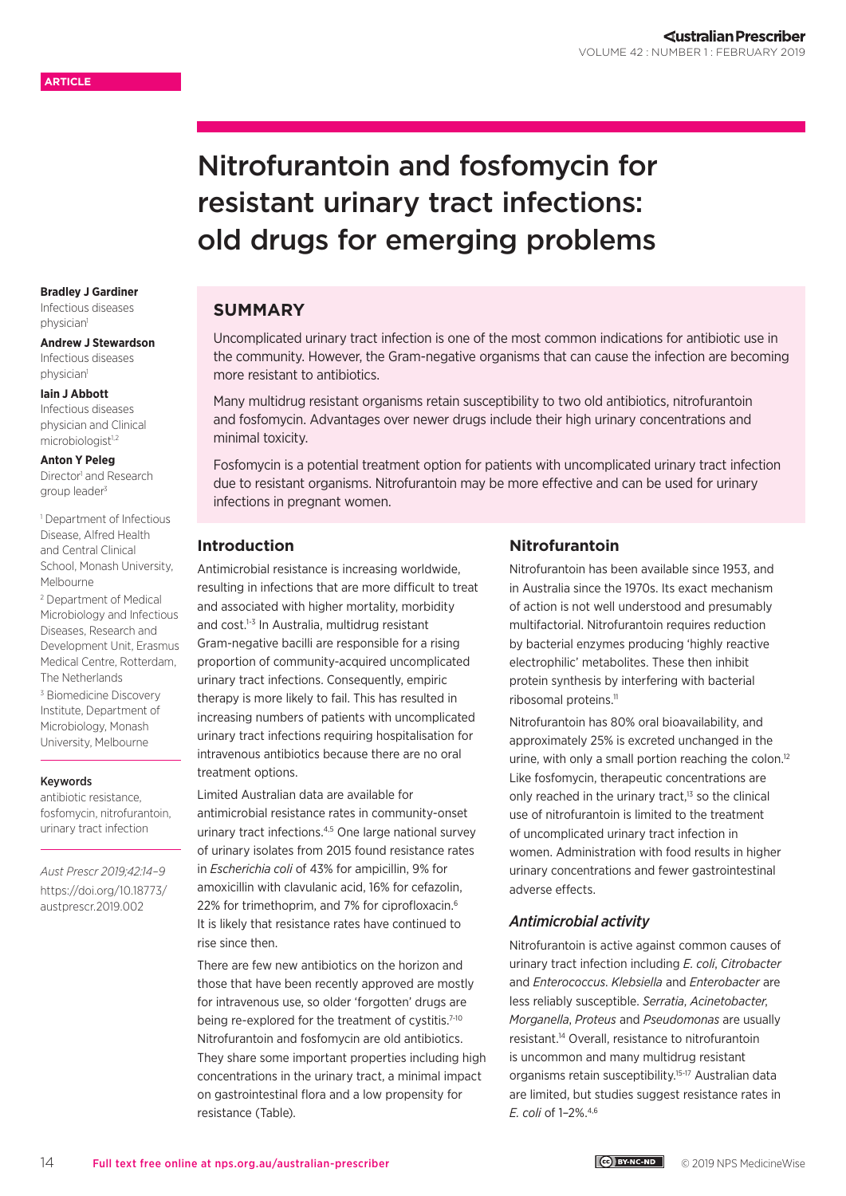ARTICLE

# Nitrofurantoin and fosfomycin for resistant urinary tract infections: old drugs for emerging problems

**Bradley J Gardiner**
Infectious diseases physician[1]

**Andrew J Stewardson**
Infectious diseases physician[1]

**Iain J Abbott**
Infectious diseases physician and Clinical microbiologist[1,2]

**Anton Y Peleg**
Director[1] and Research group leader[3]

[1] Department of Infectious Disease, Alfred Health and Central Clinical School, Monash University, Melbourne

[2] Department of Medical Microbiology and Infectious Diseases, Research and Development Unit, Erasmus Medical Centre, Rotterdam, The Netherlands

[3] Biomedicine Discovery Institute, Department of Microbiology, Monash University, Melbourne

**Keywords**
antibiotic resistance, fosfomycin, nitrofurantoin, urinary tract infection

*Aust Prescr 2019;42:14–9*
https://doi.org/10.18773/austprescr.2019.002

## SUMMARY

Uncomplicated urinary tract infection is one of the most common indications for antibiotic use in the community. However, the Gram-negative organisms that can cause the infection are becoming more resistant to antibiotics.

Many multidrug resistant organisms retain susceptibility to two old antibiotics, nitrofurantoin and fosfomycin. Advantages over newer drugs include their high urinary concentrations and minimal toxicity.

Fosfomycin is a potential treatment option for patients with uncomplicated urinary tract infection due to resistant organisms. Nitrofurantoin may be more effective and can be used for urinary infections in pregnant women.

## Introduction

Antimicrobial resistance is increasing worldwide, resulting in infections that are more difficult to treat and associated with higher mortality, morbidity and cost.[1-3] In Australia, multidrug resistant Gram-negative bacilli are responsible for a rising proportion of community-acquired uncomplicated urinary tract infections. Consequently, empiric therapy is more likely to fail. This has resulted in increasing numbers of patients with uncomplicated urinary tract infections requiring hospitalisation for intravenous antibiotics because there are no oral treatment options.

Limited Australian data are available for antimicrobial resistance rates in community-onset urinary tract infections.[4,5] One large national survey of urinary isolates from 2015 found resistance rates in *Escherichia coli* of 43% for ampicillin, 9% for amoxicillin with clavulanic acid, 16% for cefazolin, 22% for trimethoprim, and 7% for ciprofloxacin.[6] It is likely that resistance rates have continued to rise since then.

There are few new antibiotics on the horizon and those that have been recently approved are mostly for intravenous use, so older 'forgotten' drugs are being re-explored for the treatment of cystitis.[7-10] Nitrofurantoin and fosfomycin are old antibiotics. They share some important properties including high concentrations in the urinary tract, a minimal impact on gastrointestinal flora and a low propensity for resistance (Table).

## Nitrofurantoin

Nitrofurantoin has been available since 1953, and in Australia since the 1970s. Its exact mechanism of action is not well understood and presumably multifactorial. Nitrofurantoin requires reduction by bacterial enzymes producing 'highly reactive electrophilic' metabolites. These then inhibit protein synthesis by interfering with bacterial ribosomal proteins.[11]

Nitrofurantoin has 80% oral bioavailability, and approximately 25% is excreted unchanged in the urine, with only a small portion reaching the colon.[12] Like fosfomycin, therapeutic concentrations are only reached in the urinary tract,[13] so the clinical use of nitrofurantoin is limited to the treatment of uncomplicated urinary tract infection in women. Administration with food results in higher urinary concentrations and fewer gastrointestinal adverse effects.

### *Antimicrobial activity*

Nitrofurantoin is active against common causes of urinary tract infection including *E. coli*, *Citrobacter* and *Enterococcus*. *Klebsiella* and *Enterobacter* are less reliably susceptible. *Serratia*, *Acinetobacter*, *Morganella*, *Proteus* and *Pseudomonas* are usually resistant.[14] Overall, resistance to nitrofurantoin is uncommon and many multidrug resistant organisms retain susceptibility.[15-17] Australian data are limited, but studies suggest resistance rates in *E. coli* of 1–2%.[4,6]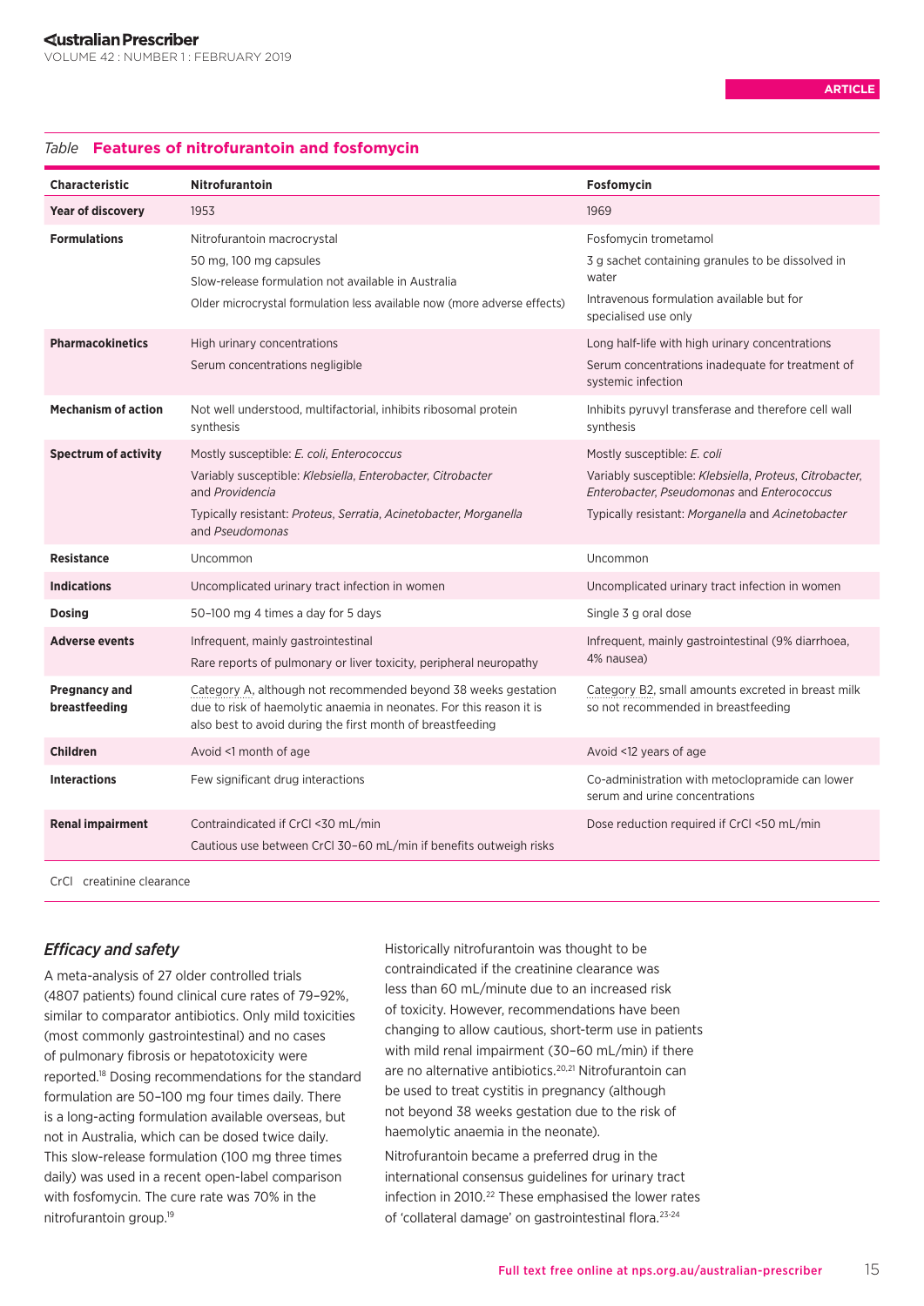*Table* **Features of nitrofurantoin and fosfomycin**

| Characteristic | Nitrofurantoin | Fosfomycin |
|---|---|---|
| **Year of discovery** | 1953 | 1969 |
| **Formulations** | Nitrofurantoin macrocrystal<br>50 mg, 100 mg capsules<br>Slow-release formulation not available in Australia<br>Older microcrystal formulation less available now (more adverse effects) | Fosfomycin trometamol<br>3 g sachet containing granules to be dissolved in water<br>Intravenous formulation available but for specialised use only |
| **Pharmacokinetics** | High urinary concentrations<br>Serum concentrations negligible | Long half-life with high urinary concentrations<br>Serum concentrations inadequate for treatment of systemic infection |
| **Mechanism of action** | Not well understood, multifactorial, inhibits ribosomal protein synthesis | Inhibits pyruvyl transferase and therefore cell wall synthesis |
| **Spectrum of activity** | Mostly susceptible: *E. coli*, *Enterococcus*<br>Variably susceptible: *Klebsiella*, *Enterobacter*, *Citrobacter* and *Providencia*<br>Typically resistant: *Proteus*, *Serratia*, *Acinetobacter*, *Morganella* and *Pseudomonas* | Mostly susceptible: *E. coli*<br>Variably susceptible: *Klebsiella*, *Proteus*, *Citrobacter*, *Enterobacter*, *Pseudomonas* and *Enterococcus*<br>Typically resistant: *Morganella* and *Acinetobacter* |
| **Resistance** | Uncommon | Uncommon |
| **Indications** | Uncomplicated urinary tract infection in women | Uncomplicated urinary tract infection in women |
| **Dosing** | 50–100 mg 4 times a day for 5 days | Single 3 g oral dose |
| **Adverse events** | Infrequent, mainly gastrointestinal<br>Rare reports of pulmonary or liver toxicity, peripheral neuropathy | Infrequent, mainly gastrointestinal (9% diarrhoea, 4% nausea) |
| **Pregnancy and breastfeeding** | Category A, although not recommended beyond 38 weeks gestation due to risk of haemolytic anaemia in neonates. For this reason it is also best to avoid during the first month of breastfeeding | Category B2, small amounts excreted in breast milk so not recommended in breastfeeding |
| **Children** | Avoid <1 month of age | Avoid <12 years of age |
| **Interactions** | Few significant drug interactions | Co-administration with metoclopramide can lower serum and urine concentrations |
| **Renal impairment** | Contraindicated if CrCl <30 mL/min<br>Cautious use between CrCl 30–60 mL/min if benefits outweigh risks | Dose reduction required if CrCl <50 mL/min |

CrCl creatinine clearance

### *Efficacy and safety*

A meta-analysis of 27 older controlled trials (4807 patients) found clinical cure rates of 79–92%, similar to comparator antibiotics. Only mild toxicities (most commonly gastrointestinal) and no cases of pulmonary fibrosis or hepatotoxicity were reported.[18] Dosing recommendations for the standard formulation are 50–100 mg four times daily. There is a long-acting formulation available overseas, but not in Australia, which can be dosed twice daily. This slow-release formulation (100 mg three times daily) was used in a recent open-label comparison with fosfomycin. The cure rate was 70% in the nitrofurantoin group.[19]

Historically nitrofurantoin was thought to be contraindicated if the creatinine clearance was less than 60 mL/minute due to an increased risk of toxicity. However, recommendations have been changing to allow cautious, short-term use in patients with mild renal impairment (30–60 mL/min) if there are no alternative antibiotics.[20,21] Nitrofurantoin can be used to treat cystitis in pregnancy (although not beyond 38 weeks gestation due to the risk of haemolytic anaemia in the neonate).

Nitrofurantoin became a preferred drug in the international consensus guidelines for urinary tract infection in 2010.[22] These emphasised the lower rates of 'collateral damage' on gastrointestinal flora.[23-24]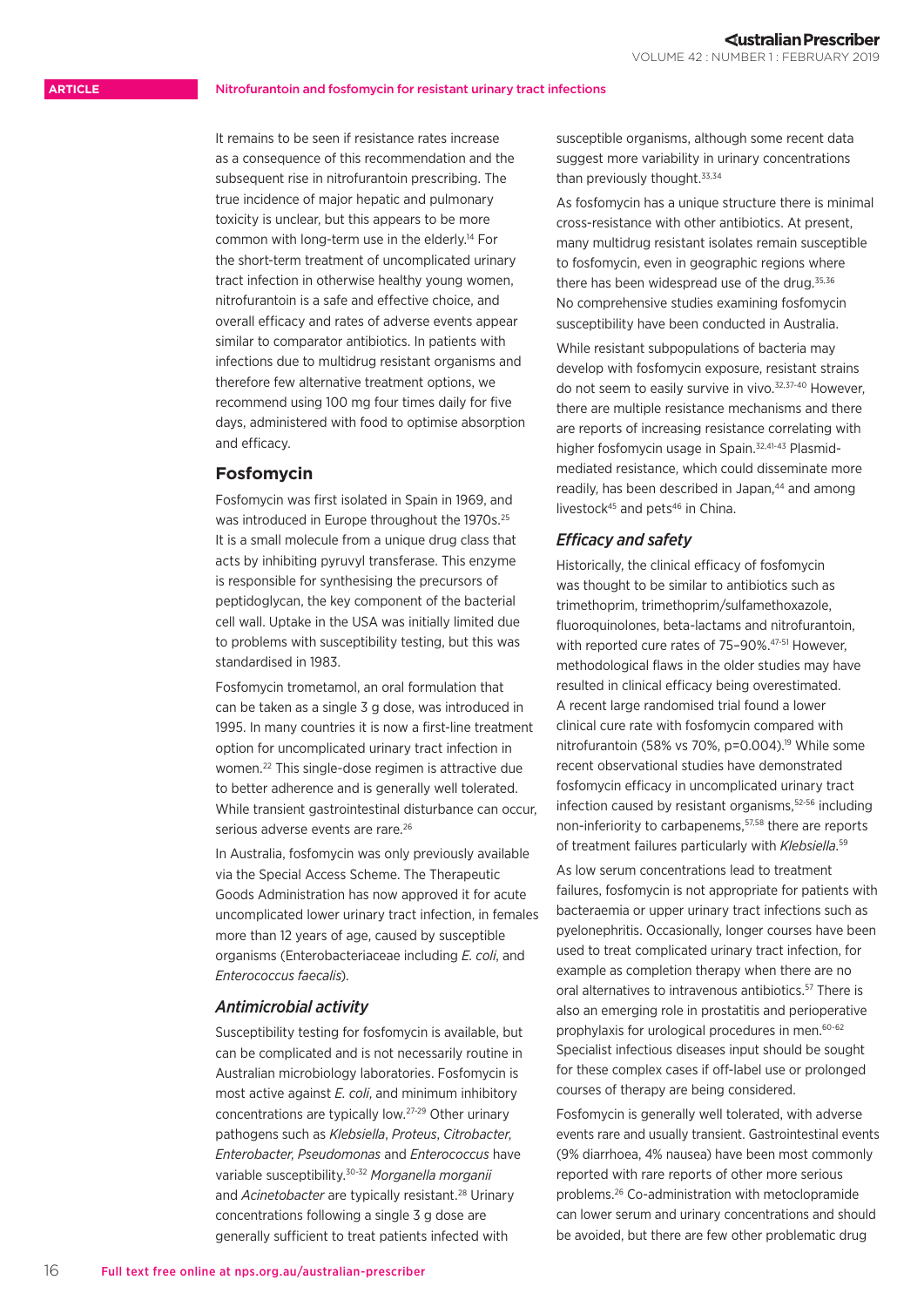It remains to be seen if resistance rates increase as a consequence of this recommendation and the subsequent rise in nitrofurantoin prescribing. The true incidence of major hepatic and pulmonary toxicity is unclear, but this appears to be more common with long-term use in the elderly.[14] For the short-term treatment of uncomplicated urinary tract infection in otherwise healthy young women, nitrofurantoin is a safe and effective choice, and overall efficacy and rates of adverse events appear similar to comparator antibiotics. In patients with infections due to multidrug resistant organisms and therefore few alternative treatment options, we recommend using 100 mg four times daily for five days, administered with food to optimise absorption and efficacy.

## Fosfomycin

Fosfomycin was first isolated in Spain in 1969, and was introduced in Europe throughout the 1970s.[25] It is a small molecule from a unique drug class that acts by inhibiting pyruvyl transferase. This enzyme is responsible for synthesising the precursors of peptidoglycan, the key component of the bacterial cell wall. Uptake in the USA was initially limited due to problems with susceptibility testing, but this was standardised in 1983.

Fosfomycin trometamol, an oral formulation that can be taken as a single 3 g dose, was introduced in 1995. In many countries it is now a first-line treatment option for uncomplicated urinary tract infection in women.[22] This single-dose regimen is attractive due to better adherence and is generally well tolerated. While transient gastrointestinal disturbance can occur, serious adverse events are rare.[26]

In Australia, fosfomycin was only previously available via the Special Access Scheme. The Therapeutic Goods Administration has now approved it for acute uncomplicated lower urinary tract infection, in females more than 12 years of age, caused by susceptible organisms (Enterobacteriaceae including *E. coli*, and *Enterococcus faecalis*).

### *Antimicrobial activity*

Susceptibility testing for fosfomycin is available, but can be complicated and is not necessarily routine in Australian microbiology laboratories. Fosfomycin is most active against *E. coli*, and minimum inhibitory concentrations are typically low.[27-29] Other urinary pathogens such as *Klebsiella*, *Proteus*, *Citrobacter*, *Enterobacter*, *Pseudomonas* and *Enterococcus* have variable susceptibility.[30-32] *Morganella morganii* and *Acinetobacter* are typically resistant.[28] Urinary concentrations following a single 3 g dose are generally sufficient to treat patients infected with susceptible organisms, although some recent data suggest more variability in urinary concentrations than previously thought.[33,34]

As fosfomycin has a unique structure there is minimal cross-resistance with other antibiotics. At present, many multidrug resistant isolates remain susceptible to fosfomycin, even in geographic regions where there has been widespread use of the drug.[35,36] No comprehensive studies examining fosfomycin susceptibility have been conducted in Australia.

While resistant subpopulations of bacteria may develop with fosfomycin exposure, resistant strains do not seem to easily survive in vivo.[32,37-40] However, there are multiple resistance mechanisms and there are reports of increasing resistance correlating with higher fosfomycin usage in Spain.[32,41-43] Plasmid-mediated resistance, which could disseminate more readily, has been described in Japan,[44] and among livestock[45] and pets[46] in China.

### *Efficacy and safety*

Historically, the clinical efficacy of fosfomycin was thought to be similar to antibiotics such as trimethoprim, trimethoprim/sulfamethoxazole, fluoroquinolones, beta-lactams and nitrofurantoin, with reported cure rates of 75–90%.[47-51] However, methodological flaws in the older studies may have resulted in clinical efficacy being overestimated. A recent large randomised trial found a lower clinical cure rate with fosfomycin compared with nitrofurantoin (58% vs 70%, $p=0.004$).[19] While some recent observational studies have demonstrated fosfomycin efficacy in uncomplicated urinary tract infection caused by resistant organisms,[52-56] including non-inferiority to carbapenems,[57,58] there are reports of treatment failures particularly with *Klebsiella*.[59]

As low serum concentrations lead to treatment failures, fosfomycin is not appropriate for patients with bacteraemia or upper urinary tract infections such as pyelonephritis. Occasionally, longer courses have been used to treat complicated urinary tract infection, for example as completion therapy when there are no oral alternatives to intravenous antibiotics.[57] There is also an emerging role in prostatitis and perioperative prophylaxis for urological procedures in men.[60-62] Specialist infectious diseases input should be sought for these complex cases if off-label use or prolonged courses of therapy are being considered.

Fosfomycin is generally well tolerated, with adverse events rare and usually transient. Gastrointestinal events (9% diarrhoea, 4% nausea) have been most commonly reported with rare reports of other more serious problems.[26] Co-administration with metoclopramide can lower serum and urinary concentrations and should be avoided, but there are few other problematic drug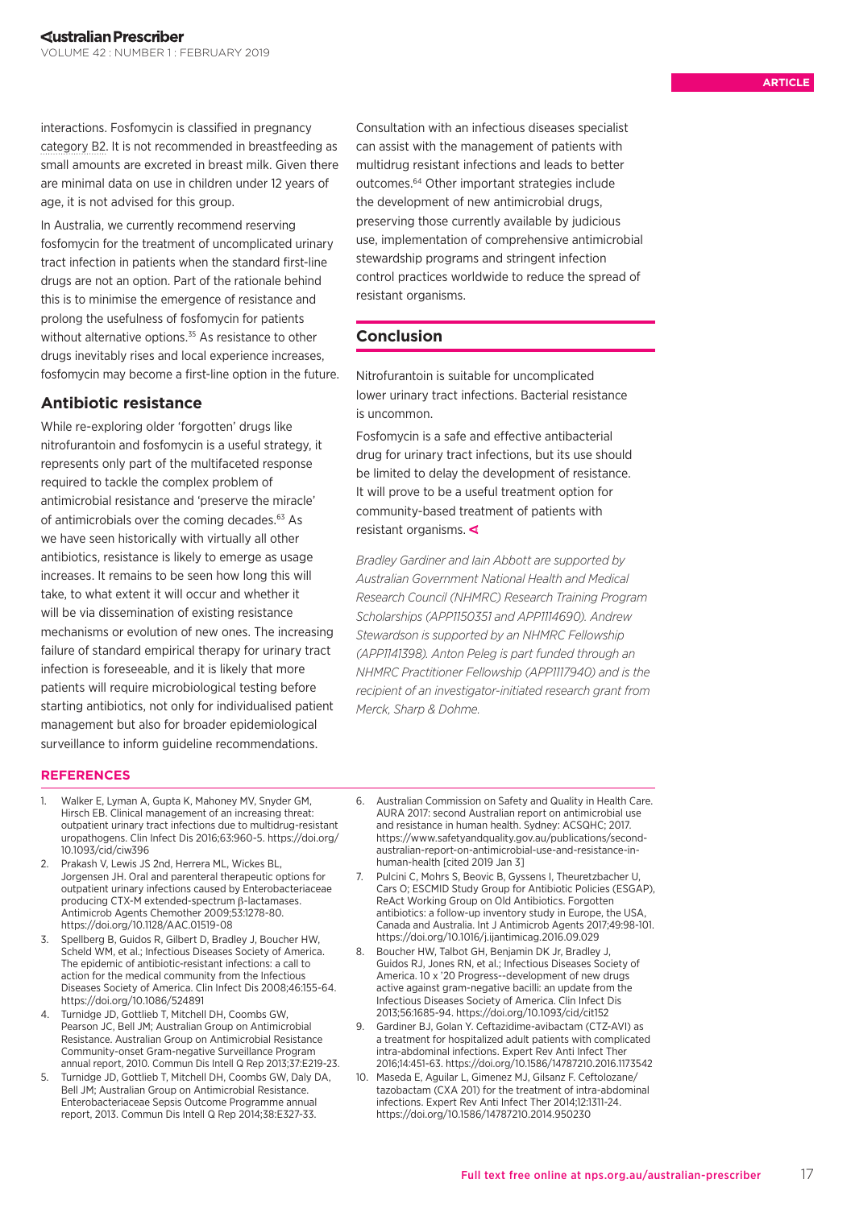interactions. Fosfomycin is classified in pregnancy category B2. It is not recommended in breastfeeding as small amounts are excreted in breast milk. Given there are minimal data on use in children under 12 years of age, it is not advised for this group.

In Australia, we currently recommend reserving fosfomycin for the treatment of uncomplicated urinary tract infection in patients when the standard first-line drugs are not an option. Part of the rationale behind this is to minimise the emergence of resistance and prolong the usefulness of fosfomycin for patients without alternative options.[35] As resistance to other drugs inevitably rises and local experience increases, fosfomycin may become a first-line option in the future.

## Antibiotic resistance

While re-exploring older 'forgotten' drugs like nitrofurantoin and fosfomycin is a useful strategy, it represents only part of the multifaceted response required to tackle the complex problem of antimicrobial resistance and 'preserve the miracle' of antimicrobials over the coming decades.[63] As we have seen historically with virtually all other antibiotics, resistance is likely to emerge as usage increases. It remains to be seen how long this will take, to what extent it will occur and whether it will be via dissemination of existing resistance mechanisms or evolution of new ones. The increasing failure of standard empirical therapy for urinary tract infection is foreseeable, and it is likely that more patients will require microbiological testing before starting antibiotics, not only for individualised patient management but also for broader epidemiological surveillance to inform guideline recommendations.

Consultation with an infectious diseases specialist can assist with the management of patients with multidrug resistant infections and leads to better outcomes.[64] Other important strategies include the development of new antimicrobial drugs, preserving those currently available by judicious use, implementation of comprehensive antimicrobial stewardship programs and stringent infection control practices worldwide to reduce the spread of resistant organisms.

## Conclusion

Nitrofurantoin is suitable for uncomplicated lower urinary tract infections. Bacterial resistance is uncommon.

Fosfomycin is a safe and effective antibacterial drug for urinary tract infections, but its use should be limited to delay the development of resistance. It will prove to be a useful treatment option for community-based treatment of patients with resistant organisms.

*Bradley Gardiner and Iain Abbott are supported by Australian Government National Health and Medical Research Council (NHMRC) Research Training Program Scholarships (APP1150351 and APP1114690). Andrew Stewardson is supported by an NHMRC Fellowship (APP1141398). Anton Peleg is part funded through an NHMRC Practitioner Fellowship (APP1117940) and is the recipient of an investigator-initiated research grant from Merck, Sharp & Dohme.*

## REFERENCES

1. Walker E, Lyman A, Gupta K, Mahoney MV, Snyder GM, Hirsch EB. Clinical management of an increasing threat: outpatient urinary tract infections due to multidrug-resistant uropathogens. Clin Infect Dis 2016;63:960-5. https://doi.org/10.1093/cid/ciw396
2. Prakash V, Lewis JS 2nd, Herrera ML, Wickes BL, Jorgensen JH. Oral and parenteral therapeutic options for outpatient urinary infections caused by Enterobacteriaceae producing CTX-M extended-spectrum β-lactamases. Antimicrob Agents Chemother 2009;53:1278-80. https://doi.org/10.1128/AAC.01519-08
3. Spellberg B, Guidos R, Gilbert D, Bradley J, Boucher HW, Scheld WM, et al.; Infectious Diseases Society of America. The epidemic of antibiotic-resistant infections: a call to action for the medical community from the Infectious Diseases Society of America. Clin Infect Dis 2008;46:155-64. https://doi.org/10.1086/524891
4. Turnidge JD, Gottlieb T, Mitchell DH, Coombs GW, Pearson JC, Bell JM; Australian Group on Antimicrobial Resistance. Australian Group on Antimicrobial Resistance Community-onset Gram-negative Surveillance Program annual report, 2010. Commun Dis Intell Q Rep 2013;37:E219-23.
5. Turnidge JD, Gottlieb T, Mitchell DH, Coombs GW, Daly DA, Bell JM; Australian Group on Antimicrobial Resistance. Enterobacteriaceae Sepsis Outcome Programme annual report, 2013. Commun Dis Intell Q Rep 2014;38:E327-33.
6. Australian Commission on Safety and Quality in Health Care. AURA 2017: second Australian report on antimicrobial use and resistance in human health. Sydney: ACSQHC; 2017. https://www.safetyandquality.gov.au/publications/second-australian-report-on-antimicrobial-use-and-resistance-in-human-health [cited 2019 Jan 3]
7. Pulcini C, Mohrs S, Beovic B, Gyssens I, Theuretzbacher U, Cars O; ESCMID Study Group for Antibiotic Policies (ESGAP), ReAct Working Group on Old Antibiotics. Forgotten antibiotics: a follow-up inventory study in Europe, the USA, Canada and Australia. Int J Antimicrob Agents 2017;49:98-101. https://doi.org/10.1016/j.ijantimicag.2016.09.029
8. Boucher HW, Talbot GH, Benjamin DK Jr, Bradley J, Guidos RJ, Jones RN, et al.; Infectious Diseases Society of America. 10 x '20 Progress--development of new drugs active against gram-negative bacilli: an update from the Infectious Diseases Society of America. Clin Infect Dis 2013;56:1685-94. https://doi.org/10.1093/cid/cit152
9. Gardiner BJ, Golan Y. Ceftazidime-avibactam (CTZ-AVI) as a treatment for hospitalized adult patients with complicated intra-abdominal infections. Expert Rev Anti Infect Ther 2016;14:451-63. https://doi.org/10.1586/14787210.2016.1173542
10. Maseda E, Aguilar L, Gimenez MJ, Gilsanz F. Ceftolozane/tazobactam (CXA 201) for the treatment of intra-abdominal infections. Expert Rev Anti Infect Ther 2014;12:1311-24. https://doi.org/10.1586/14787210.2014.950230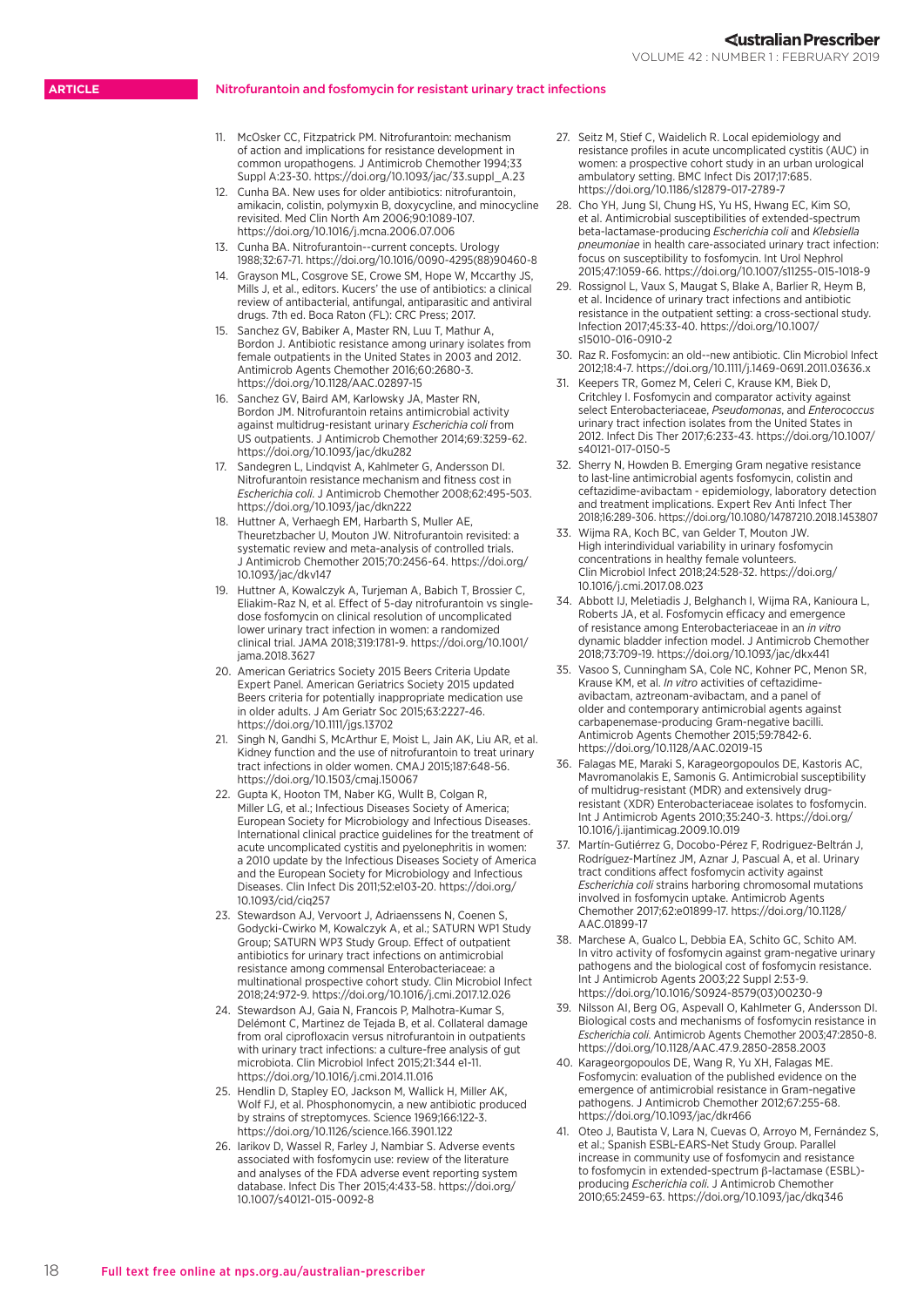11. McOsker CC, Fitzpatrick PM. Nitrofurantoin: mechanism of action and implications for resistance development in common uropathogens. J Antimicrob Chemother 1994;33 Suppl A:23-30. https://doi.org/10.1093/jac/33.suppl_A.23
12. Cunha BA. New uses for older antibiotics: nitrofurantoin, amikacin, colistin, polymyxin B, doxycycline, and minocycline revisited. Med Clin North Am 2006;90:1089-107. https://doi.org/10.1016/j.mcna.2006.07.006
13. Cunha BA. Nitrofurantoin--current concepts. Urology 1988;32:67-71. https://doi.org/10.1016/0090-4295(88)90460-8
14. Grayson ML, Cosgrove SE, Crowe SM, Hope W, Mccarthy JS, Mills J, et al., editors. Kucers' the use of antibiotics: a clinical review of antibacterial, antifungal, antiparasitic and antiviral drugs. 7th ed. Boca Raton (FL): CRC Press; 2017.
15. Sanchez GV, Babiker A, Master RN, Luu T, Mathur A, Bordon J. Antibiotic resistance among urinary isolates from female outpatients in the United States in 2003 and 2012. Antimicrob Agents Chemother 2016;60:2680-3. https://doi.org/10.1128/AAC.02897-15
16. Sanchez GV, Baird AM, Karlowsky JA, Master RN, Bordon JM. Nitrofurantoin retains antimicrobial activity against multidrug-resistant urinary *Escherichia coli* from US outpatients. J Antimicrob Chemother 2014;69:3259-62. https://doi.org/10.1093/jac/dku282
17. Sandegren L, Lindqvist A, Kahlmeter G, Andersson DI. Nitrofurantoin resistance mechanism and fitness cost in *Escherichia coli*. J Antimicrob Chemother 2008;62:495-503. https://doi.org/10.1093/jac/dkn222
18. Huttner A, Verhaegh EM, Harbarth S, Muller AE, Theuretzbacher U, Mouton JW. Nitrofurantoin revisited: a systematic review and meta-analysis of controlled trials. J Antimicrob Chemother 2015;70:2456-64. https://doi.org/10.1093/jac/dkv147
19. Huttner A, Kowalczyk A, Turjeman A, Babich T, Brossier C, Eliakim-Raz N, et al. Effect of 5-day nitrofurantoin vs single-dose fosfomycin on clinical resolution of uncomplicated lower urinary tract infection in women: a randomized clinical trial. JAMA 2018;319:1781-9. https://doi.org/10.1001/jama.2018.3627
20. American Geriatrics Society 2015 Beers Criteria Update Expert Panel. American Geriatrics Society 2015 updated Beers criteria for potentially inappropriate medication use in older adults. J Am Geriatr Soc 2015;63:2227-46. https://doi.org/10.1111/jgs.13702
21. Singh N, Gandhi S, McArthur E, Moist L, Jain AK, Liu AR, et al. Kidney function and the use of nitrofurantoin to treat urinary tract infections in older women. CMAJ 2015;187:648-56. https://doi.org/10.1503/cmaj.150067
22. Gupta K, Hooton TM, Naber KG, Wullt B, Colgan R, Miller LG, et al.; Infectious Diseases Society of America; European Society for Microbiology and Infectious Diseases. International clinical practice guidelines for the treatment of acute uncomplicated cystitis and pyelonephritis in women: a 2010 update by the Infectious Diseases Society of America and the European Society for Microbiology and Infectious Diseases. Clin Infect Dis 2011;52:e103-20. https://doi.org/10.1093/cid/ciq257
23. Stewardson AJ, Vervoort J, Adriaenssens N, Coenen S, Godycki-Cwirko M, Kowalczyk A, et al.; SATURN WP1 Study Group; SATURN WP3 Study Group. Effect of outpatient antibiotics for urinary tract infections on antimicrobial resistance among commensal Enterobacteriaceae: a multinational prospective cohort study. Clin Microbiol Infect 2018;24:972-9. https://doi.org/10.1016/j.cmi.2017.12.026
24. Stewardson AJ, Gaia N, Francois P, Malhotra-Kumar S, Delémont C, Martinez de Tejada B, et al. Collateral damage from oral ciprofloxacin versus nitrofurantoin in outpatients with urinary tract infections: a culture-free analysis of gut microbiota. Clin Microbiol Infect 2015;21:344 e1-11. https://doi.org/10.1016/j.cmi.2014.11.016
25. Hendlin D, Stapley EO, Jackson M, Wallick H, Miller AK, Wolf FJ, et al. Phosphonomycin, a new antibiotic produced by strains of streptomyces. Science 1969;166:122-3. https://doi.org/10.1126/science.166.3901.122
26. Iarikov D, Wassel R, Farley J, Nambiar S. Adverse events associated with fosfomycin use: review of the literature and analyses of the FDA adverse event reporting system database. Infect Dis Ther 2015;4:433-58. https://doi.org/10.1007/s40121-015-0092-8
27. Seitz M, Stief C, Waidelich R. Local epidemiology and resistance profiles in acute uncomplicated cystitis (AUC) in women: a prospective cohort study in an urban urological ambulatory setting. BMC Infect Dis 2017;17:685. https://doi.org/10.1186/s12879-017-2789-7
28. Cho YH, Jung SI, Chung HS, Yu HS, Hwang EC, Kim SO, et al. Antimicrobial susceptibilities of extended-spectrum beta-lactamase-producing *Escherichia coli* and *Klebsiella pneumoniae* in health care-associated urinary tract infection: focus on susceptibility to fosfomycin. Int Urol Nephrol 2015;47:1059-66. https://doi.org/10.1007/s11255-015-1018-9
29. Rossignol L, Vaux S, Maugat S, Blake A, Barlier R, Heym B, et al. Incidence of urinary tract infections and antibiotic resistance in the outpatient setting: a cross-sectional study. Infection 2017;45:33-40. https://doi.org/10.1007/s15010-016-0910-2
30. Raz R. Fosfomycin: an old--new antibiotic. Clin Microbiol Infect 2012;18:4-7. https://doi.org/10.1111/j.1469-0691.2011.03636.x
31. Keepers TR, Gomez M, Celeri C, Krause KM, Biek D, Critchley I. Fosfomycin and comparator activity against select Enterobacteriaceae, *Pseudomonas*, and *Enterococcus* urinary tract infection isolates from the United States in 2012. Infect Dis Ther 2017;6:233-43. https://doi.org/10.1007/s40121-017-0150-5
32. Sherry N, Howden B. Emerging Gram negative resistance to last-line antimicrobial agents fosfomycin, colistin and ceftazidime-avibactam - epidemiology, laboratory detection and treatment implications. Expert Rev Anti Infect Ther 2018;16:289-306. https://doi.org/10.1080/14787210.2018.1453807
33. Wijma RA, Koch BC, van Gelder T, Mouton JW. High interindividual variability in urinary fosfomycin concentrations in healthy female volunteers. Clin Microbiol Infect 2018;24:528-32. https://doi.org/10.1016/j.cmi.2017.08.023
34. Abbott IJ, Meletiadis J, Belghanch I, Wijma RA, Kanioura L, Roberts JA, et al. Fosfomycin efficacy and emergence of resistance among Enterobacteriaceae in an *in vitro* dynamic bladder infection model. J Antimicrob Chemother 2018;73:709-19. https://doi.org/10.1093/jac/dkx441
35. Vasoo S, Cunningham SA, Cole NC, Kohner PC, Menon SR, Krause KM, et al. *In vitro* activities of ceftazidime-avibactam, aztreonam-avibactam, and a panel of older and contemporary antimicrobial agents against carbapenemase-producing Gram-negative bacilli. Antimicrob Agents Chemother 2015;59:7842-6. https://doi.org/10.1128/AAC.02019-15
36. Falagas ME, Maraki S, Karageorgopoulos DE, Kastoris AC, Mavromanolakis E, Samonis G. Antimicrobial susceptibility of multidrug-resistant (MDR) and extensively drug-resistant (XDR) Enterobacteriaceae isolates to fosfomycin. Int J Antimicrob Agents 2010;35:240-3. https://doi.org/10.1016/j.ijantimicag.2009.10.019
37. Martín-Gutiérrez G, Docobo-Pérez F, Rodriguez-Beltrán J, Rodríguez-Martínez JM, Aznar J, Pascual A, et al. Urinary tract conditions affect fosfomycin activity against *Escherichia coli* strains harboring chromosomal mutations involved in fosfomycin uptake. Antimicrob Agents Chemother 2017;62:e01899-17. https://doi.org/10.1128/AAC.01899-17
38. Marchese A, Gualco L, Debbia EA, Schito GC, Schito AM. In vitro activity of fosfomycin against gram-negative urinary pathogens and the biological cost of fosfomycin resistance. Int J Antimicrob Agents 2003;22 Suppl 2:53-9. https://doi.org/10.1016/S0924-8579(03)00230-9
39. Nilsson AI, Berg OG, Aspevall O, Kahlmeter G, Andersson DI. Biological costs and mechanisms of fosfomycin resistance in *Escherichia coli*. Antimicrob Agents Chemother 2003;47:2850-8. https://doi.org/10.1128/AAC.47.9.2850-2858.2003
40. Karageorgopoulos DE, Wang R, Yu XH, Falagas ME. Fosfomycin: evaluation of the published evidence on the emergence of antimicrobial resistance in Gram-negative pathogens. J Antimicrob Chemother 2012;67:255-68. https://doi.org/10.1093/jac/dkr466
41. Oteo J, Bautista V, Lara N, Cuevas O, Arroyo M, Fernández S, et al.; Spanish ESBL-EARS-Net Study Group. Parallel increase in community use of fosfomycin and resistance to fosfomycin in extended-spectrum β-lactamase (ESBL)-producing *Escherichia coli*. J Antimicrob Chemother 2010;65:2459-63. https://doi.org/10.1093/jac/dkq346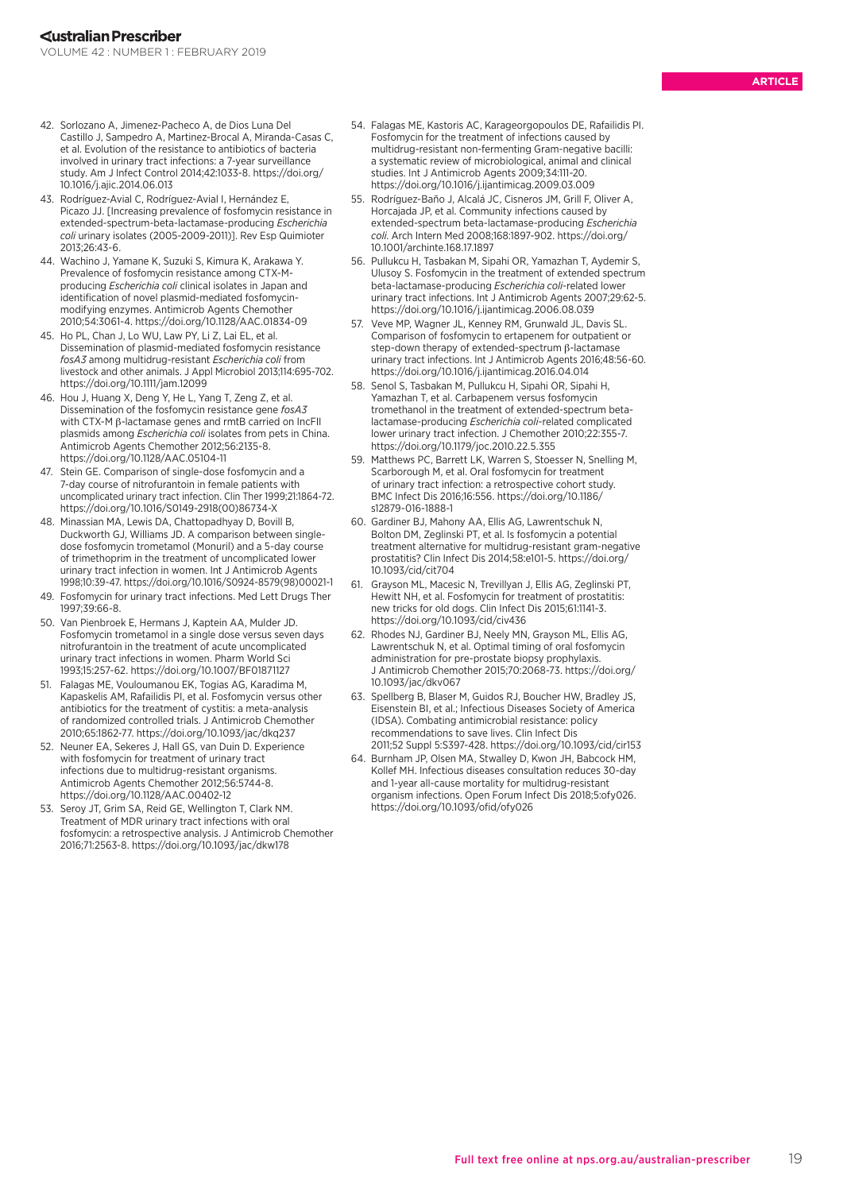42. Sorlozano A, Jimenez-Pacheco A, de Dios Luna Del Castillo J, Sampedro A, Martinez-Brocal A, Miranda-Casas C, et al. Evolution of the resistance to antibiotics of bacteria involved in urinary tract infections: a 7-year surveillance study. Am J Infect Control 2014;42:1033-8. https://doi.org/10.1016/j.ajic.2014.06.013
43. Rodríguez-Avial C, Rodríguez-Avial I, Hernández E, Picazo JJ. [Increasing prevalence of fosfomycin resistance in extended-spectrum-beta-lactamase-producing *Escherichia coli* urinary isolates (2005-2009-2011)]. Rev Esp Quimioter 2013;26:43-6.
44. Wachino J, Yamane K, Suzuki S, Kimura K, Arakawa Y. Prevalence of fosfomycin resistance among CTX-M-producing *Escherichia coli* clinical isolates in Japan and identification of novel plasmid-mediated fosfomycin-modifying enzymes. Antimicrob Agents Chemother 2010;54:3061-4. https://doi.org/10.1128/AAC.01834-09
45. Ho PL, Chan J, Lo WU, Law PY, Li Z, Lai EL, et al. Dissemination of plasmid-mediated fosfomycin resistance *fosA3* among multidrug-resistant *Escherichia coli* from livestock and other animals. J Appl Microbiol 2013;114:695-702. https://doi.org/10.1111/jam.12099
46. Hou J, Huang X, Deng Y, He L, Yang T, Zeng Z, et al. Dissemination of the fosfomycin resistance gene *fosA3* with CTX-M β-lactamase genes and rmtB carried on IncFII plasmids among *Escherichia coli* isolates from pets in China. Antimicrob Agents Chemother 2012;56:2135-8. https://doi.org/10.1128/AAC.05104-11
47. Stein GE. Comparison of single-dose fosfomycin and a 7-day course of nitrofurantoin in female patients with uncomplicated urinary tract infection. Clin Ther 1999;21:1864-72. https://doi.org/10.1016/S0149-2918(00)86734-X
48. Minassian MA, Lewis DA, Chattopadhyay D, Bovill B, Duckworth GJ, Williams JD. A comparison between single-dose fosfomycin trometamol (Monuril) and a 5-day course of trimethoprim in the treatment of uncomplicated lower urinary tract infection in women. Int J Antimicrob Agents 1998;10:39-47. https://doi.org/10.1016/S0924-8579(98)00021-1
49. Fosfomycin for urinary tract infections. Med Lett Drugs Ther 1997;39:66-8.
50. Van Pienbroek E, Hermans J, Kaptein AA, Mulder JD. Fosfomycin trometamol in a single dose versus seven days nitrofurantoin in the treatment of acute uncomplicated urinary tract infections in women. Pharm World Sci 1993;15:257-62. https://doi.org/10.1007/BF01871127
51. Falagas ME, Vouloumanou EK, Togias AG, Karadima M, Kapaskelis AM, Rafailidis PI, et al. Fosfomycin versus other antibiotics for the treatment of cystitis: a meta-analysis of randomized controlled trials. J Antimicrob Chemother 2010;65:1862-77. https://doi.org/10.1093/jac/dkq237
52. Neuner EA, Sekeres J, Hall GS, van Duin D. Experience with fosfomycin for treatment of urinary tract infections due to multidrug-resistant organisms. Antimicrob Agents Chemother 2012;56:5744-8. https://doi.org/10.1128/AAC.00402-12
53. Seroy JT, Grim SA, Reid GE, Wellington T, Clark NM. Treatment of MDR urinary tract infections with oral fosfomycin: a retrospective analysis. J Antimicrob Chemother 2016;71:2563-8. https://doi.org/10.1093/jac/dkw178
54. Falagas ME, Kastoris AC, Karageorgopoulos DE, Rafailidis PI. Fosfomycin for the treatment of infections caused by multidrug-resistant non-fermenting Gram-negative bacilli: a systematic review of microbiological, animal and clinical studies. Int J Antimicrob Agents 2009;34:111-20. https://doi.org/10.1016/j.ijantimicag.2009.03.009
55. Rodríguez-Baño J, Alcalá JC, Cisneros JM, Grill F, Oliver A, Horcajada JP, et al. Community infections caused by extended-spectrum beta-lactamase-producing *Escherichia coli*. Arch Intern Med 2008;168:1897-902. https://doi.org/10.1001/archinte.168.17.1897
56. Pullukcu H, Tasbakan M, Sipahi OR, Yamazhan T, Aydemir S, Ulusoy S. Fosfomycin in the treatment of extended spectrum beta-lactamase-producing *Escherichia coli*-related lower urinary tract infections. Int J Antimicrob Agents 2007;29:62-5. https://doi.org/10.1016/j.ijantimicag.2006.08.039
57. Veve MP, Wagner JL, Kenney RM, Grunwald JL, Davis SL. Comparison of fosfomycin to ertapenem for outpatient or step-down therapy of extended-spectrum β-lactamase urinary tract infections. Int J Antimicrob Agents 2016;48:56-60. https://doi.org/10.1016/j.ijantimicag.2016.04.014
58. Senol S, Tasbakan M, Pullukcu H, Sipahi OR, Sipahi H, Yamazhan T, et al. Carbapenem versus fosfomycin tromethanol in the treatment of extended-spectrum beta-lactamase-producing *Escherichia coli*-related complicated lower urinary tract infection. J Chemother 2010;22:355-7. https://doi.org/10.1179/joc.2010.22.5.355
59. Matthews PC, Barrett LK, Warren S, Stoesser N, Snelling M, Scarborough M, et al. Oral fosfomycin for treatment of urinary tract infection: a retrospective cohort study. BMC Infect Dis 2016;16:556. https://doi.org/10.1186/s12879-016-1888-1
60. Gardiner BJ, Mahony AA, Ellis AG, Lawrentschuk N, Bolton DM, Zeglinski PT, et al. Is fosfomycin a potential treatment alternative for multidrug-resistant gram-negative prostatitis? Clin Infect Dis 2014;58:e101-5. https://doi.org/10.1093/cid/cit704
61. Grayson ML, Macesic N, Trevillyan J, Ellis AG, Zeglinski PT, Hewitt NH, et al. Fosfomycin for treatment of prostatitis: new tricks for old dogs. Clin Infect Dis 2015;61:1141-3. https://doi.org/10.1093/cid/civ436
62. Rhodes NJ, Gardiner BJ, Neely MN, Grayson ML, Ellis AG, Lawrentschuk N, et al. Optimal timing of oral fosfomycin administration for pre-prostate biopsy prophylaxis. J Antimicrob Chemother 2015;70:2068-73. https://doi.org/10.1093/jac/dkv067
63. Spellberg B, Blaser M, Guidos RJ, Boucher HW, Bradley JS, Eisenstein BI, et al.; Infectious Diseases Society of America (IDSA). Combating antimicrobial resistance: policy recommendations to save lives. Clin Infect Dis 2011;52 Suppl 5:S397-428. https://doi.org/10.1093/cid/cir153
64. Burnham JP, Olsen MA, Stwalley D, Kwon JH, Babcock HM, Kollef MH. Infectious diseases consultation reduces 30-day and 1-year all-cause mortality for multidrug-resistant organism infections. Open Forum Infect Dis 2018;5:ofy026. https://doi.org/10.1093/ofid/ofy026